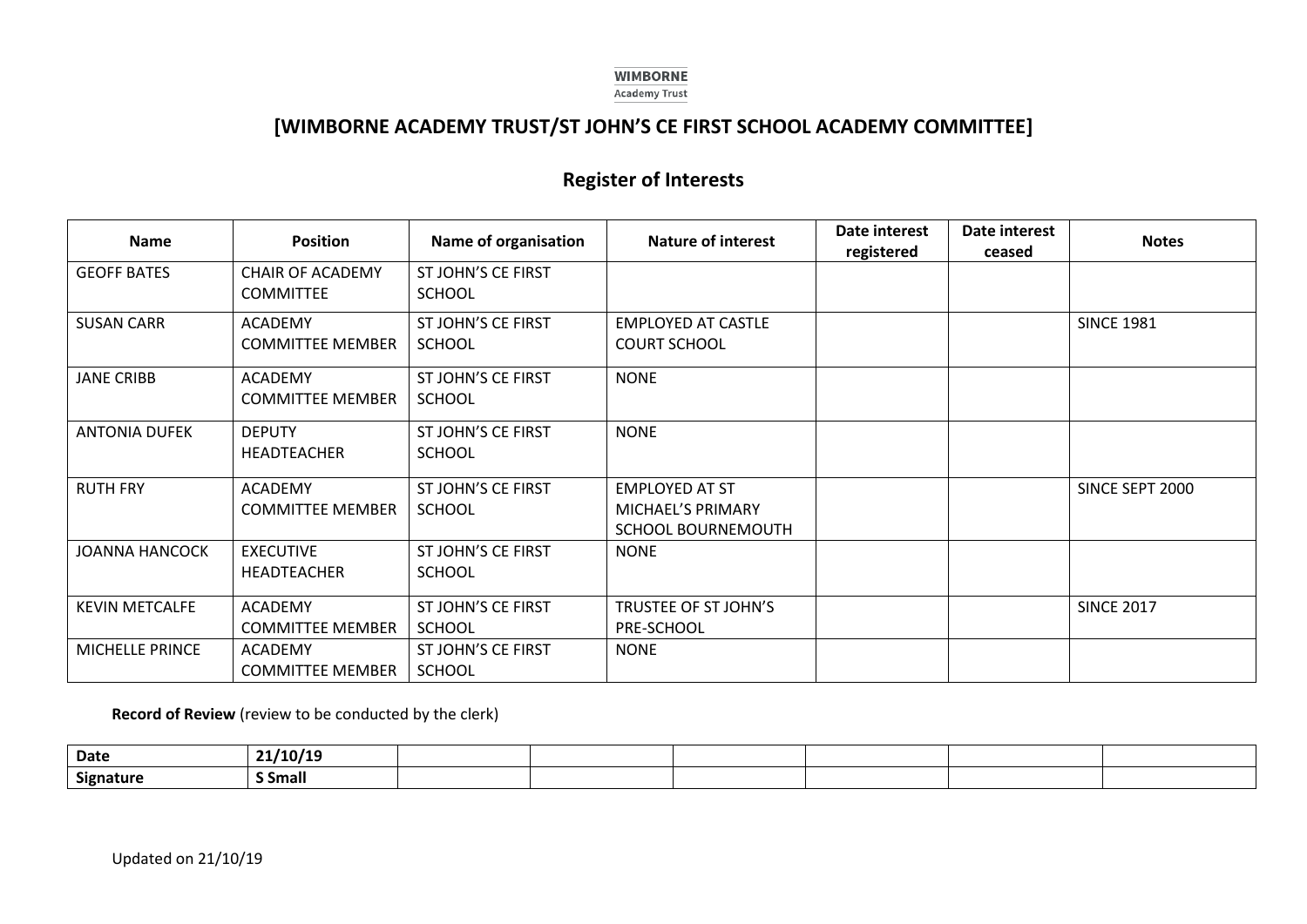WIMBORNE
Academy Trust

# [WIMBORNE ACADEMY TRUST/ST JOHN'S CE FIRST SCHOOL ACADEMY COMMITTEE]

## Register of Interests

| Name | Position | Name of organisation | Nature of interest | Date interest registered | Date interest ceased | Notes |
|---|---|---|---|---|---|---|
| GEOFF BATES | CHAIR OF ACADEMY COMMITTEE | ST JOHN'S CE FIRST SCHOOL | | | | |
| SUSAN CARR | ACADEMY COMMITTEE MEMBER | ST JOHN'S CE FIRST SCHOOL | EMPLOYED AT CASTLE COURT SCHOOL | | | SINCE 1981 |
| JANE CRIBB | ACADEMY COMMITTEE MEMBER | ST JOHN'S CE FIRST SCHOOL | NONE | | | |
| ANTONIA DUFEK | DEPUTY HEADTEACHER | ST JOHN'S CE FIRST SCHOOL | NONE | | | |
| RUTH FRY | ACADEMY COMMITTEE MEMBER | ST JOHN'S CE FIRST SCHOOL | EMPLOYED AT ST MICHAEL'S PRIMARY SCHOOL BOURNEMOUTH | | | SINCE SEPT 2000 |
| JOANNA HANCOCK | EXECUTIVE HEADTEACHER | ST JOHN'S CE FIRST SCHOOL | NONE | | | |
| KEVIN METCALFE | ACADEMY COMMITTEE MEMBER | ST JOHN'S CE FIRST SCHOOL | TRUSTEE OF ST JOHN'S PRE-SCHOOL | | | SINCE 2017 |
| MICHELLE PRINCE | ACADEMY COMMITTEE MEMBER | ST JOHN'S CE FIRST SCHOOL | NONE | | | |

**Record of Review** (review to be conducted by the clerk)

| **Date** | **21/10/19** | | | | | | |
|---|---|---|---|---|---|---|---|
| **Signature** | **S Small** | | | | | | |

Updated on 21/10/19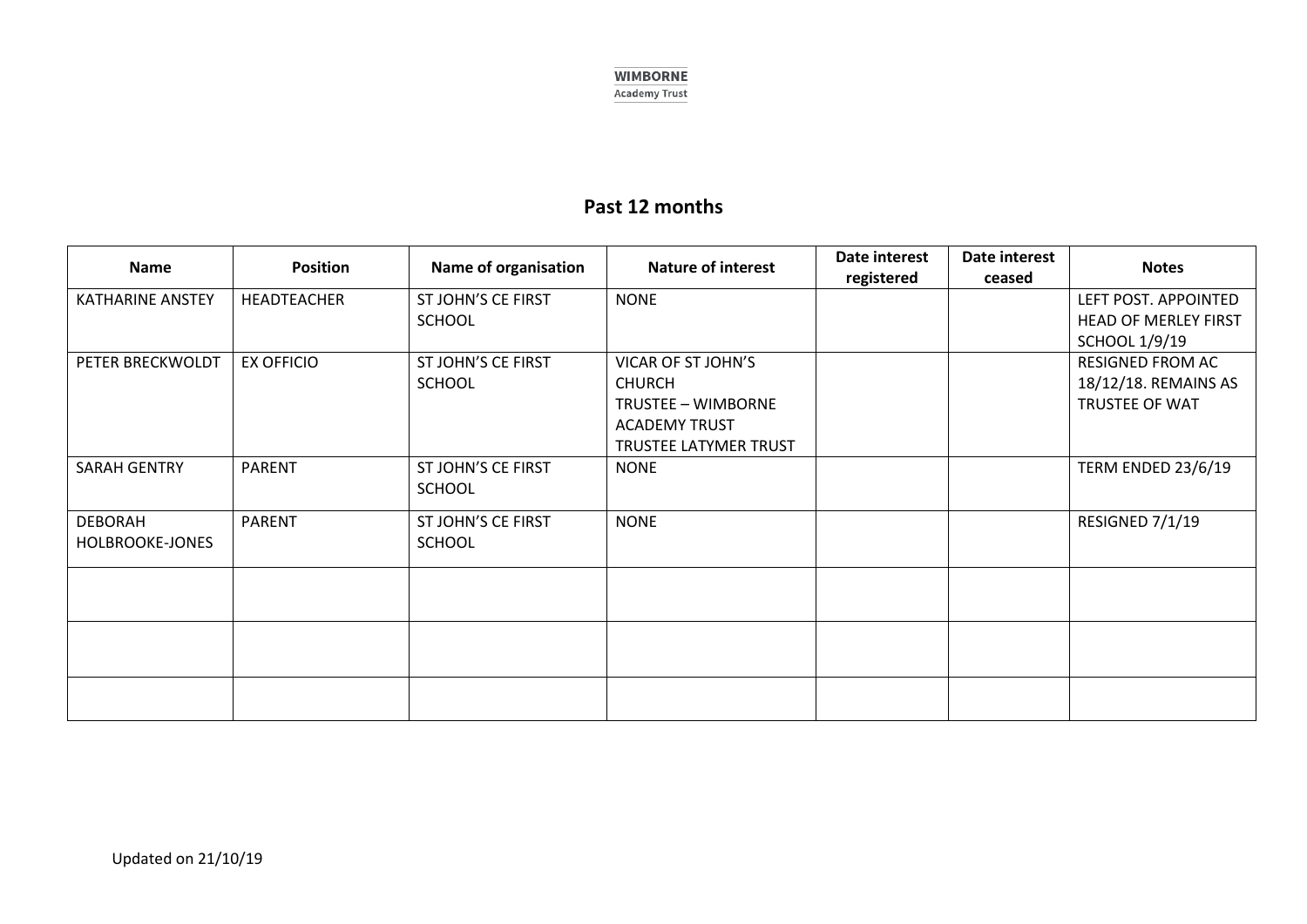## Past 12 months

| Name | Position | Name of organisation | Nature of interest | Date interest registered | Date interest ceased | Notes |
|---|---|---|---|---|---|---|
| KATHARINE ANSTEY | HEADTEACHER | ST JOHN'S CE FIRST SCHOOL | NONE | | | LEFT POST. APPOINTED HEAD OF MERLEY FIRST SCHOOL 1/9/19 |
| PETER BRECKWOLDT | EX OFFICIO | ST JOHN'S CE FIRST SCHOOL | VICAR OF ST JOHN'S CHURCH<br>TRUSTEE – WIMBORNE ACADEMY TRUST<br>TRUSTEE LATYMER TRUST | | | RESIGNED FROM AC 18/12/18. REMAINS AS TRUSTEE OF WAT |
| SARAH GENTRY | PARENT | ST JOHN'S CE FIRST SCHOOL | NONE | | | TERM ENDED 23/6/19 |
| DEBORAH HOLBROOKE-JONES | PARENT | ST JOHN'S CE FIRST SCHOOL | NONE | | | RESIGNED 7/1/19 |
| | | | | | | |
| | | | | | | |
| | | | | | | |

Updated on 21/10/19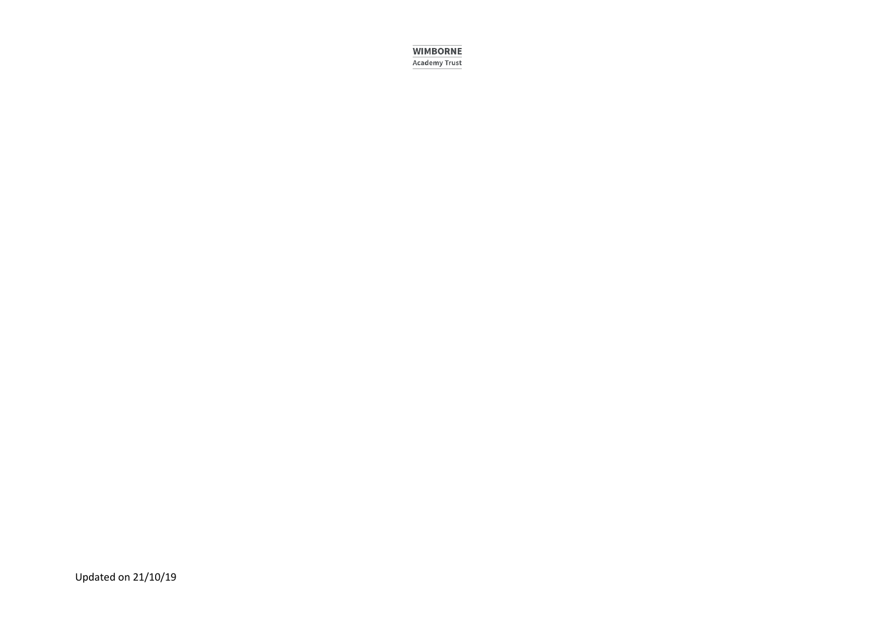WIMBORNE
Academy Trust

Updated on 21/10/19